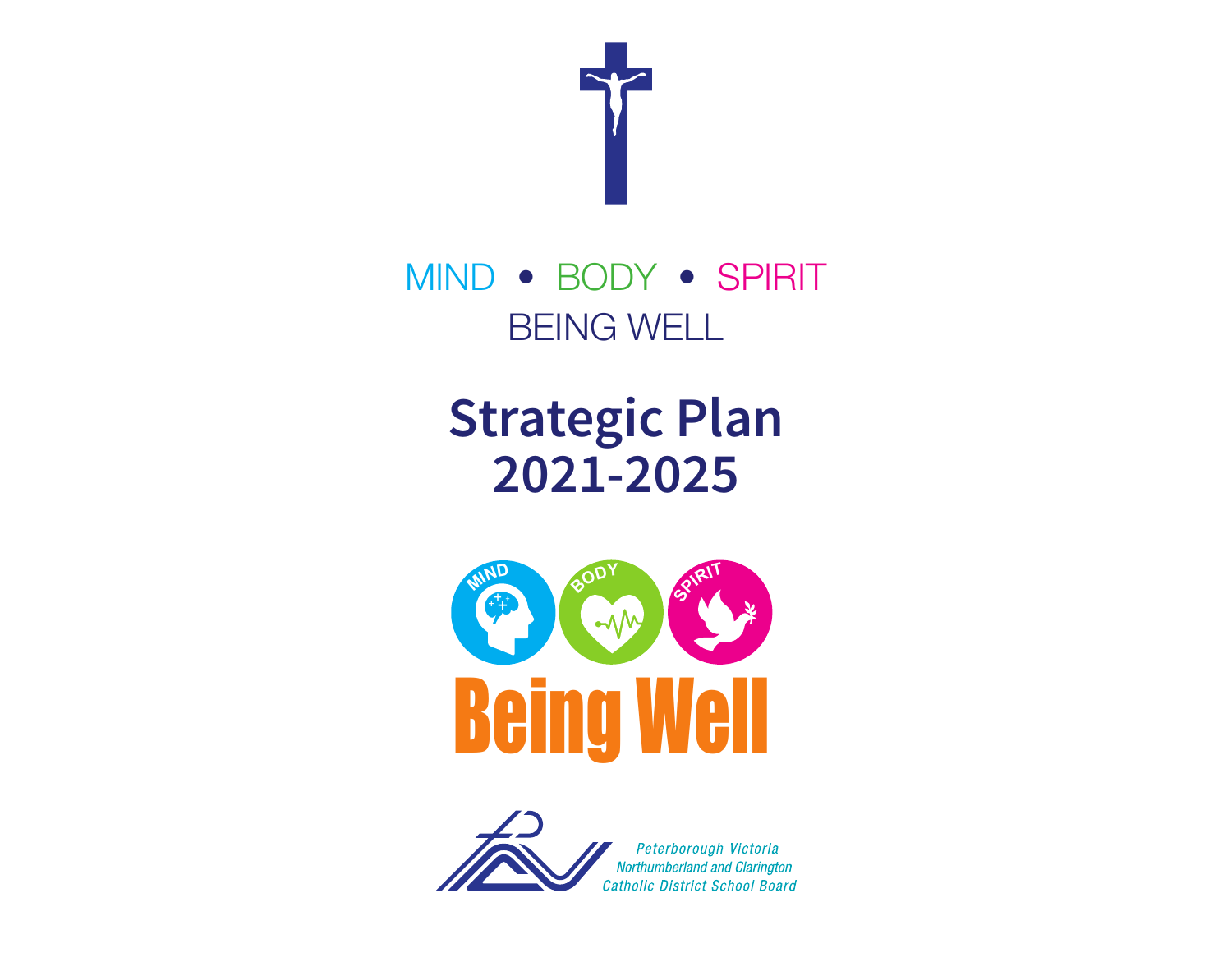MIND • BODY • SPIRIT

BEING WELL

# Strategic Plan 2021-2025

MIND BODY SPIRIT

Being Well

*Peterborough Victoria Northumberland and Clarington Catholic District School Board*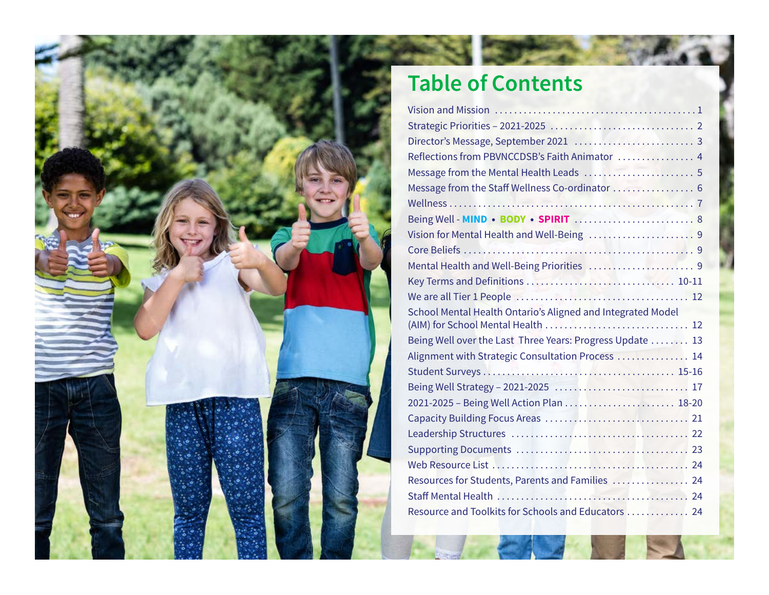# Table of Contents

| | |
|---|---|
| Vision and Mission | 1 |
| Strategic Priorities – 2021-2025 | 2 |
| Director's Message, September 2021 | 3 |
| Reflections from PBVNCCDSB's Faith Animator | 4 |
| Message from the Mental Health Leads | 5 |
| Message from the Staff Wellness Co-ordinator | 6 |
| Wellness | 7 |
| Being Well - **MIND** • **BODY** • **SPIRIT** | 8 |
| Vision for Mental Health and Well-Being | 9 |
| Core Beliefs | 9 |
| Mental Health and Well-Being Priorities | 9 |
| Key Terms and Definitions | 10-11 |
| We are all Tier 1 People | 12 |
| School Mental Health Ontario's Aligned and Integrated Model (AIM) for School Mental Health | 12 |
| Being Well over the Last Three Years: Progress Update | 13 |
| Alignment with Strategic Consultation Process | 14 |
| Student Surveys | 15-16 |
| Being Well Strategy – 2021-2025 | 17 |
| 2021-2025 – Being Well Action Plan | 18-20 |
| Capacity Building Focus Areas | 21 |
| Leadership Structures | 22 |
| Supporting Documents | 23 |
| Web Resource List | 24 |
| Resources for Students, Parents and Families | 24 |
| Staff Mental Health | 24 |
| Resource and Toolkits for Schools and Educators | 24 |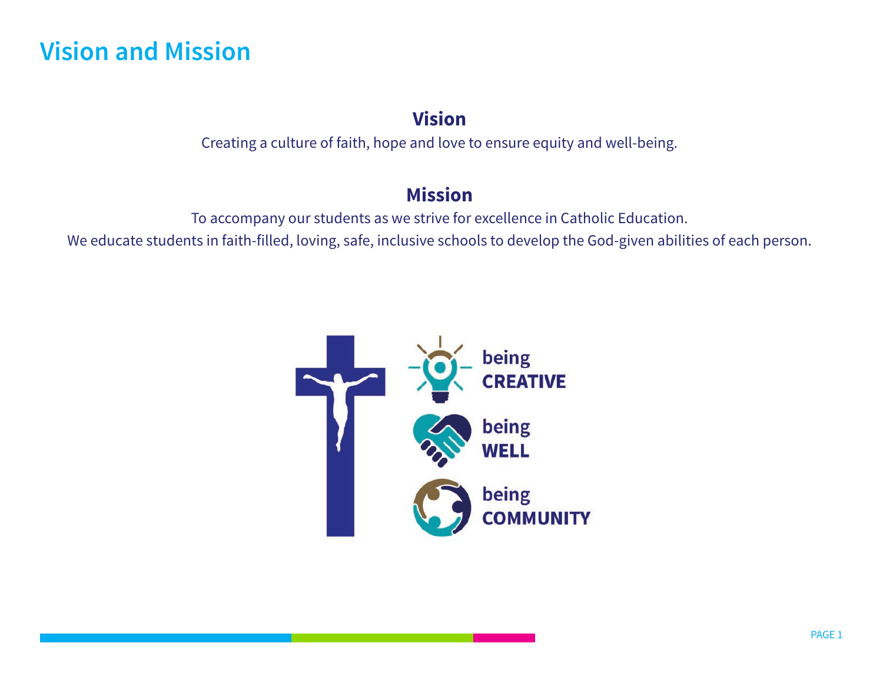# Vision and Mission

## Vision

Creating a culture of faith, hope and love to ensure equity and well-being.

## Mission

To accompany our students as we strive for excellence in Catholic Education.

We educate students in faith-filled, loving, safe, inclusive schools to develop the God-given abilities of each person.

being **CREATIVE**

being **WELL**

being **COMMUNITY**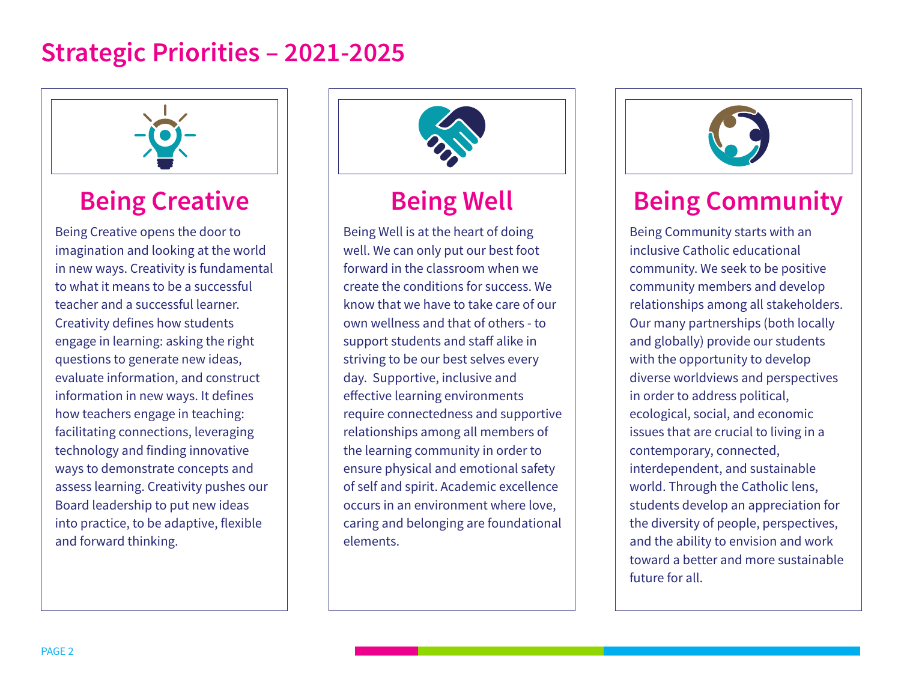# Strategic Priorities – 2021-2025

## Being Creative

Being Creative opens the door to imagination and looking at the world in new ways. Creativity is fundamental to what it means to be a successful teacher and a successful learner. Creativity defines how students engage in learning: asking the right questions to generate new ideas, evaluate information, and construct information in new ways. It defines how teachers engage in teaching: facilitating connections, leveraging technology and finding innovative ways to demonstrate concepts and assess learning. Creativity pushes our Board leadership to put new ideas into practice, to be adaptive, flexible and forward thinking.

## Being Well

Being Well is at the heart of doing well. We can only put our best foot forward in the classroom when we create the conditions for success. We know that we have to take care of our own wellness and that of others - to support students and staff alike in striving to be our best selves every day. Supportive, inclusive and effective learning environments require connectedness and supportive relationships among all members of the learning community in order to ensure physical and emotional safety of self and spirit. Academic excellence occurs in an environment where love, caring and belonging are foundational elements.

## Being Community

Being Community starts with an inclusive Catholic educational community. We seek to be positive community members and develop relationships among all stakeholders. Our many partnerships (both locally and globally) provide our students with the opportunity to develop diverse worldviews and perspectives in order to address political, ecological, social, and economic issues that are crucial to living in a contemporary, connected, interdependent, and sustainable world. Through the Catholic lens, students develop an appreciation for the diversity of people, perspectives, and the ability to envision and work toward a better and more sustainable future for all.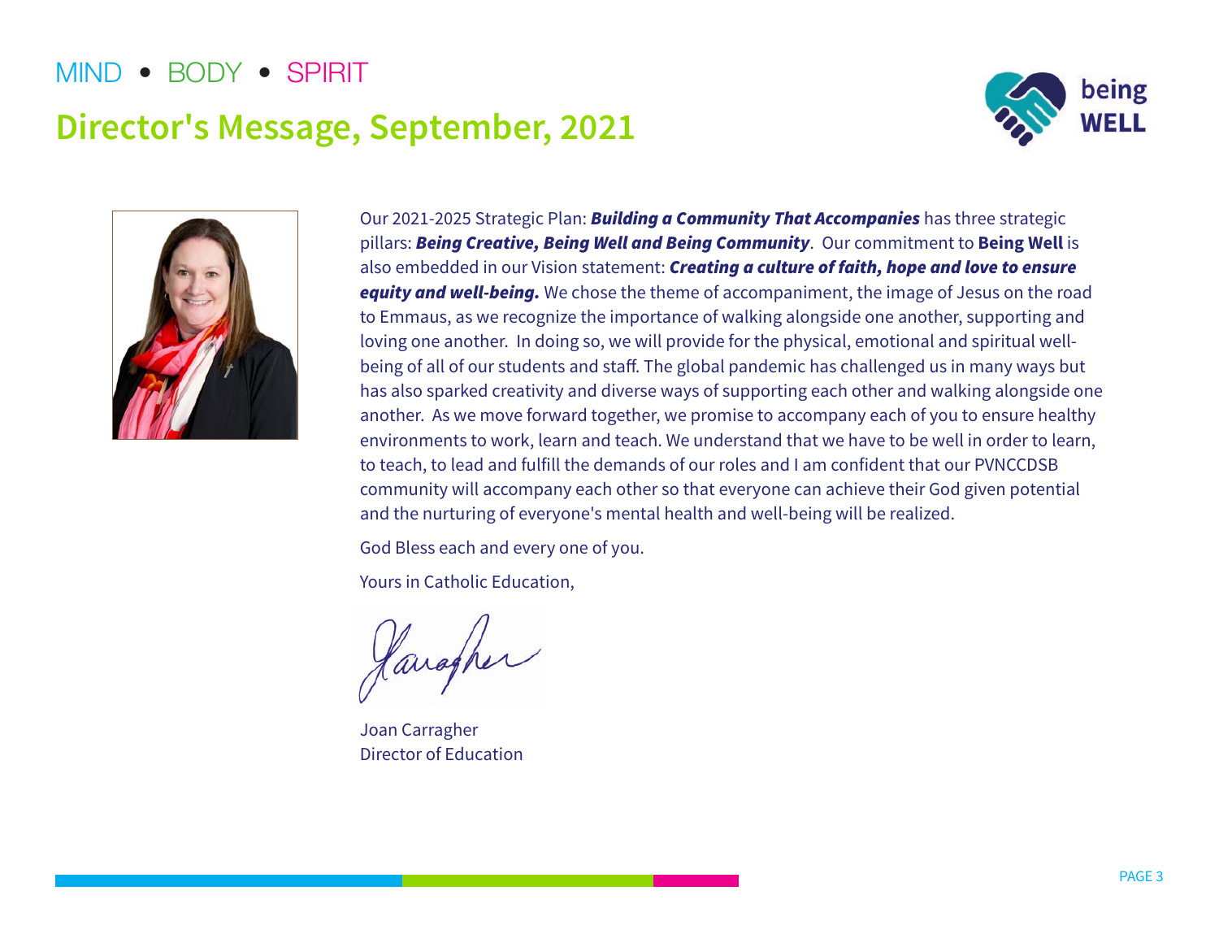MIND • BODY • SPIRIT

# Director's Message, September, 2021

being WELL

Our 2021-2025 Strategic Plan: ***Building a Community That Accompanies*** has three strategic pillars: ***Being Creative, Being Well and Being Community***. Our commitment to **Being Well** is also embedded in our Vision statement: ***Creating a culture of faith, hope and love to ensure equity and well-being.*** We chose the theme of accompaniment, the image of Jesus on the road to Emmaus, as we recognize the importance of walking alongside one another, supporting and loving one another. In doing so, we will provide for the physical, emotional and spiritual well-being of all of our students and staff. The global pandemic has challenged us in many ways but has also sparked creativity and diverse ways of supporting each other and walking alongside one another. As we move forward together, we promise to accompany each of you to ensure healthy environments to work, learn and teach. We understand that we have to be well in order to learn, to teach, to lead and fulfill the demands of our roles and I am confident that our PVNCCDSB community will accompany each other so that everyone can achieve their God given potential and the nurturing of everyone's mental health and well-being will be realized.

God Bless each and every one of you.

Yours in Catholic Education,

Joan Carragher
Director of Education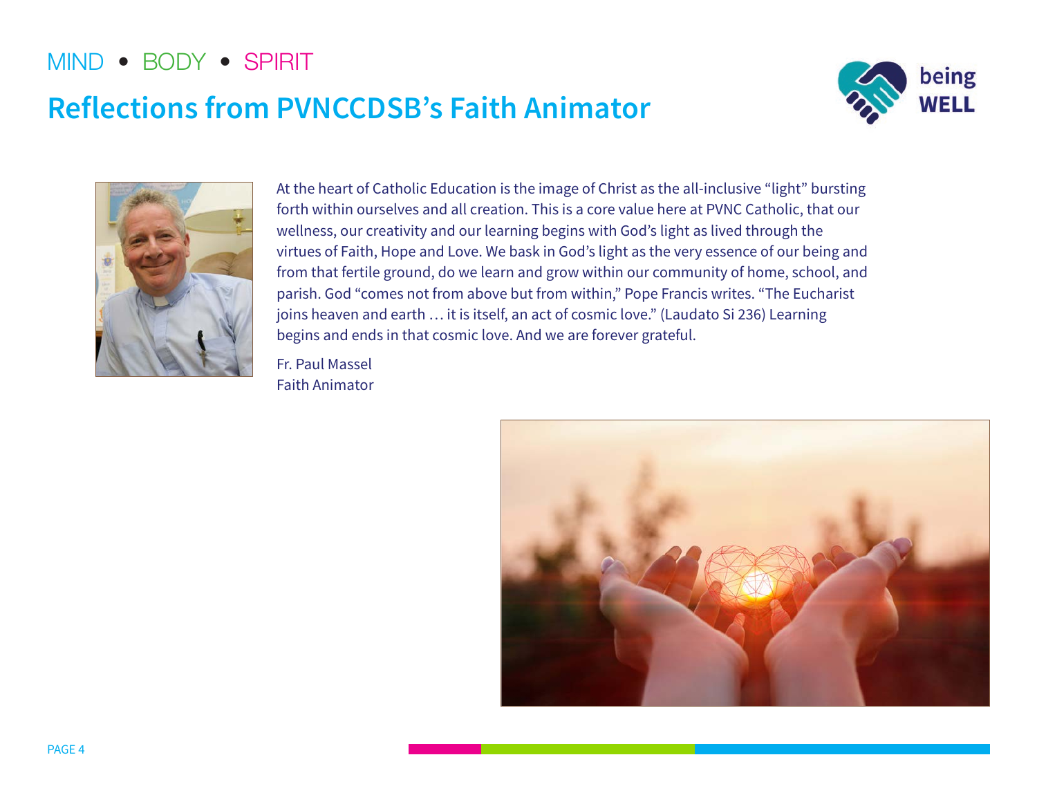MIND • BODY • SPIRIT

# Reflections from PVNCCDSB's Faith Animator

At the heart of Catholic Education is the image of Christ as the all-inclusive "light" bursting forth within ourselves and all creation. This is a core value here at PVNC Catholic, that our wellness, our creativity and our learning begins with God's light as lived through the virtues of Faith, Hope and Love. We bask in God's light as the very essence of our being and from that fertile ground, do we learn and grow within our community of home, school, and parish. God "comes not from above but from within," Pope Francis writes. "The Eucharist joins heaven and earth … it is itself, an act of cosmic love." (Laudato Si 236) Learning begins and ends in that cosmic love. And we are forever grateful.

Fr. Paul Massel
Faith Animator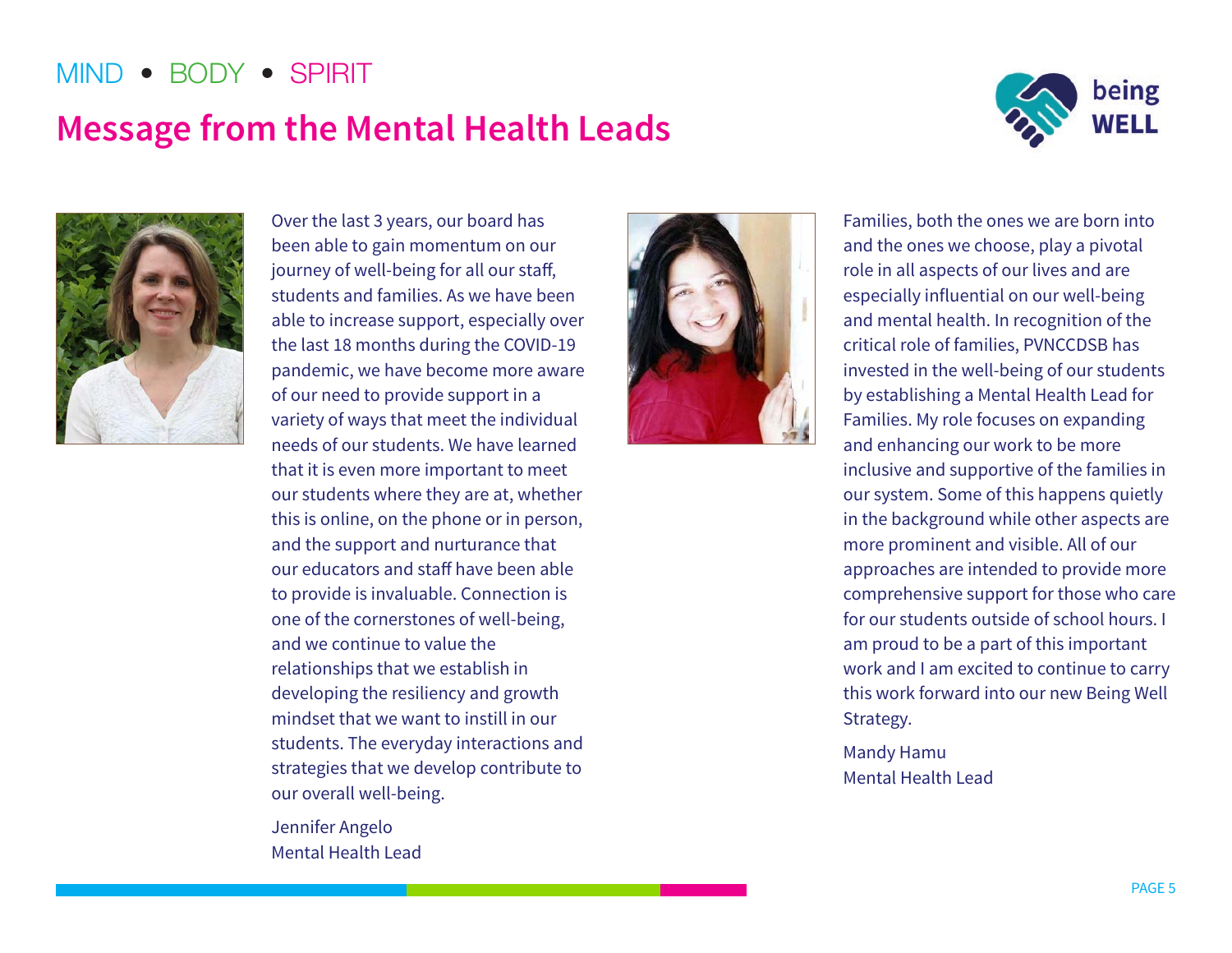MIND • BODY • SPIRIT

# Message from the Mental Health Leads

Over the last 3 years, our board has been able to gain momentum on our journey of well-being for all our staff, students and families. As we have been able to increase support, especially over the last 18 months during the COVID-19 pandemic, we have become more aware of our need to provide support in a variety of ways that meet the individual needs of our students. We have learned that it is even more important to meet our students where they are at, whether this is online, on the phone or in person, and the support and nurturance that our educators and staff have been able to provide is invaluable. Connection is one of the cornerstones of well-being, and we continue to value the relationships that we establish in developing the resiliency and growth mindset that we want to instill in our students. The everyday interactions and strategies that we develop contribute to our overall well-being.

Jennifer Angelo
Mental Health Lead

Families, both the ones we are born into and the ones we choose, play a pivotal role in all aspects of our lives and are especially influential on our well-being and mental health. In recognition of the critical role of families, PVNCCDSB has invested in the well-being of our students by establishing a Mental Health Lead for Families. My role focuses on expanding and enhancing our work to be more inclusive and supportive of the families in our system. Some of this happens quietly in the background while other aspects are more prominent and visible. All of our approaches are intended to provide more comprehensive support for those who care for our students outside of school hours. I am proud to be a part of this important work and I am excited to continue to carry this work forward into our new Being Well Strategy.

Mandy Hamu
Mental Health Lead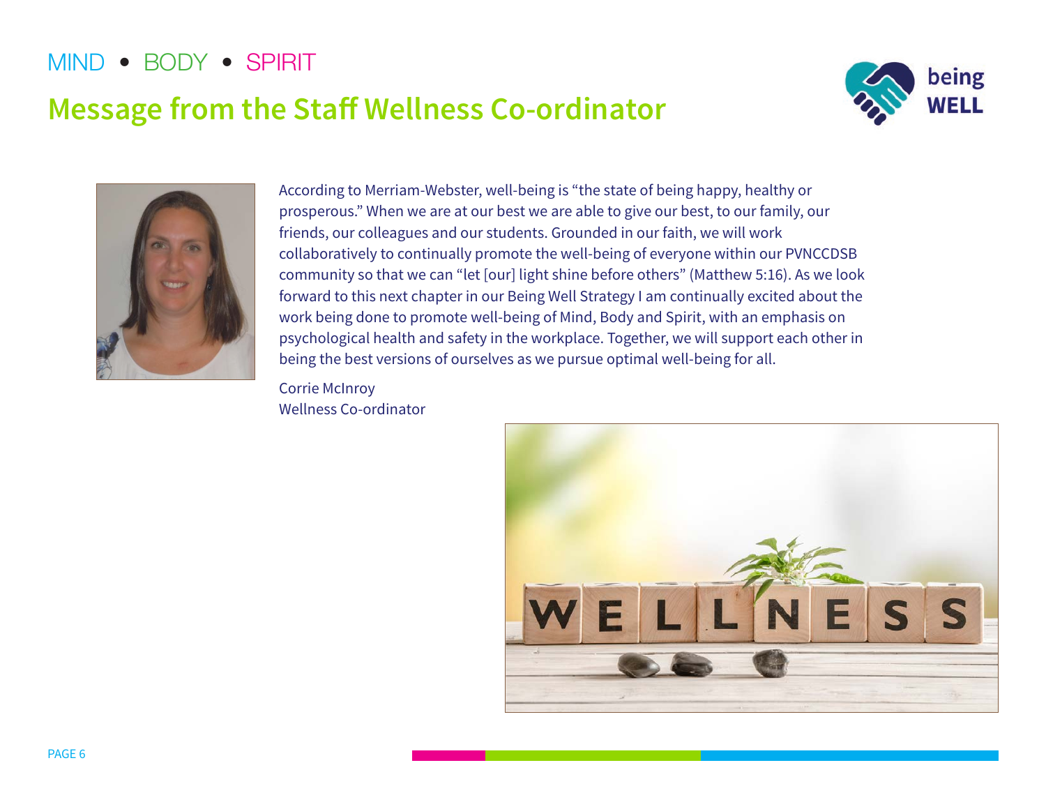MIND • BODY • SPIRIT

# Message from the Staff Wellness Co-ordinator

According to Merriam-Webster, well-being is "the state of being happy, healthy or prosperous." When we are at our best we are able to give our best, to our family, our friends, our colleagues and our students. Grounded in our faith, we will work collaboratively to continually promote the well-being of everyone within our PVNCCDSB community so that we can "let [our] light shine before others" (Matthew 5:16). As we look forward to this next chapter in our Being Well Strategy I am continually excited about the work being done to promote well-being of Mind, Body and Spirit, with an emphasis on psychological health and safety in the workplace. Together, we will support each other in being the best versions of ourselves as we pursue optimal well-being for all.

Corrie McInroy
Wellness Co-ordinator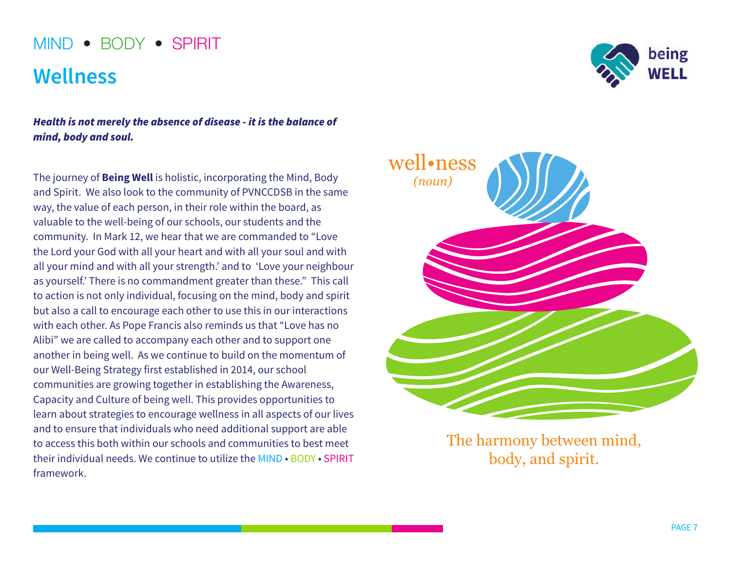MIND • BODY • SPIRIT

# Wellness

being WELL

***Health is not merely the absence of disease - it is the balance of mind, body and soul.***

The journey of **Being Well** is holistic, incorporating the Mind, Body and Spirit. We also look to the community of PVNCCDSB in the same way, the value of each person, in their role within the board, as valuable to the well-being of our schools, our students and the community. In Mark 12, we hear that we are commanded to "Love the Lord your God with all your heart and with all your soul and with all your mind and with all your strength.' and to 'Love your neighbour as yourself.' There is no commandment greater than these." This call to action is not only individual, focusing on the mind, body and spirit but also a call to encourage each other to use this in our interactions with each other. As Pope Francis also reminds us that "Love has no Alibi" we are called to accompany each other and to support one another in being well. As we continue to build on the momentum of our Well-Being Strategy first established in 2014, our school communities are growing together in establishing the Awareness, Capacity and Culture of being well. This provides opportunities to learn about strategies to encourage wellness in all aspects of our lives and to ensure that individuals who need additional support are able to access this both within our schools and communities to best meet their individual needs. We continue to utilize the MIND • BODY • SPIRIT framework.

well•ness
*(noun)*

The harmony between mind, body, and spirit.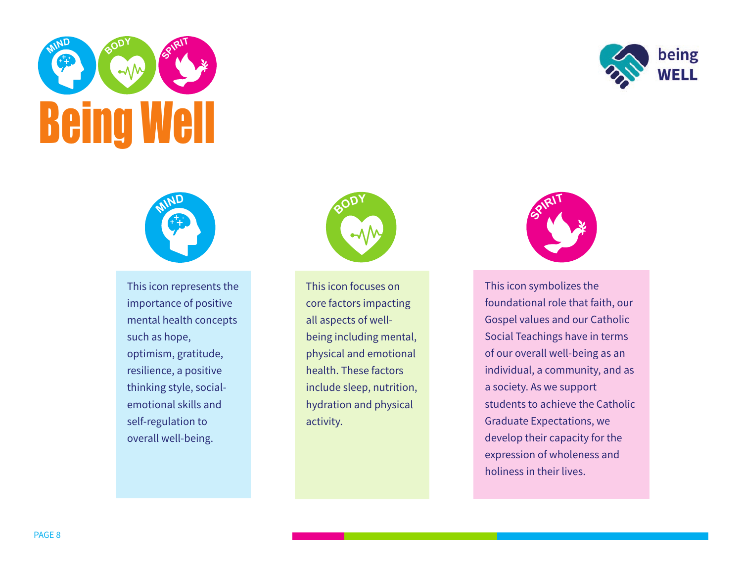# Being Well

being WELL

## MIND

This icon represents the importance of positive mental health concepts such as hope, optimism, gratitude, resilience, a positive thinking style, social-emotional skills and self-regulation to overall well-being.

## BODY

This icon focuses on core factors impacting all aspects of well-being including mental, physical and emotional health. These factors include sleep, nutrition, hydration and physical activity.

## SPIRIT

This icon symbolizes the foundational role that faith, our Gospel values and our Catholic Social Teachings have in terms of our overall well-being as an individual, a community, and as a society. As we support students to achieve the Catholic Graduate Expectations, we develop their capacity for the expression of wholeness and holiness in their lives.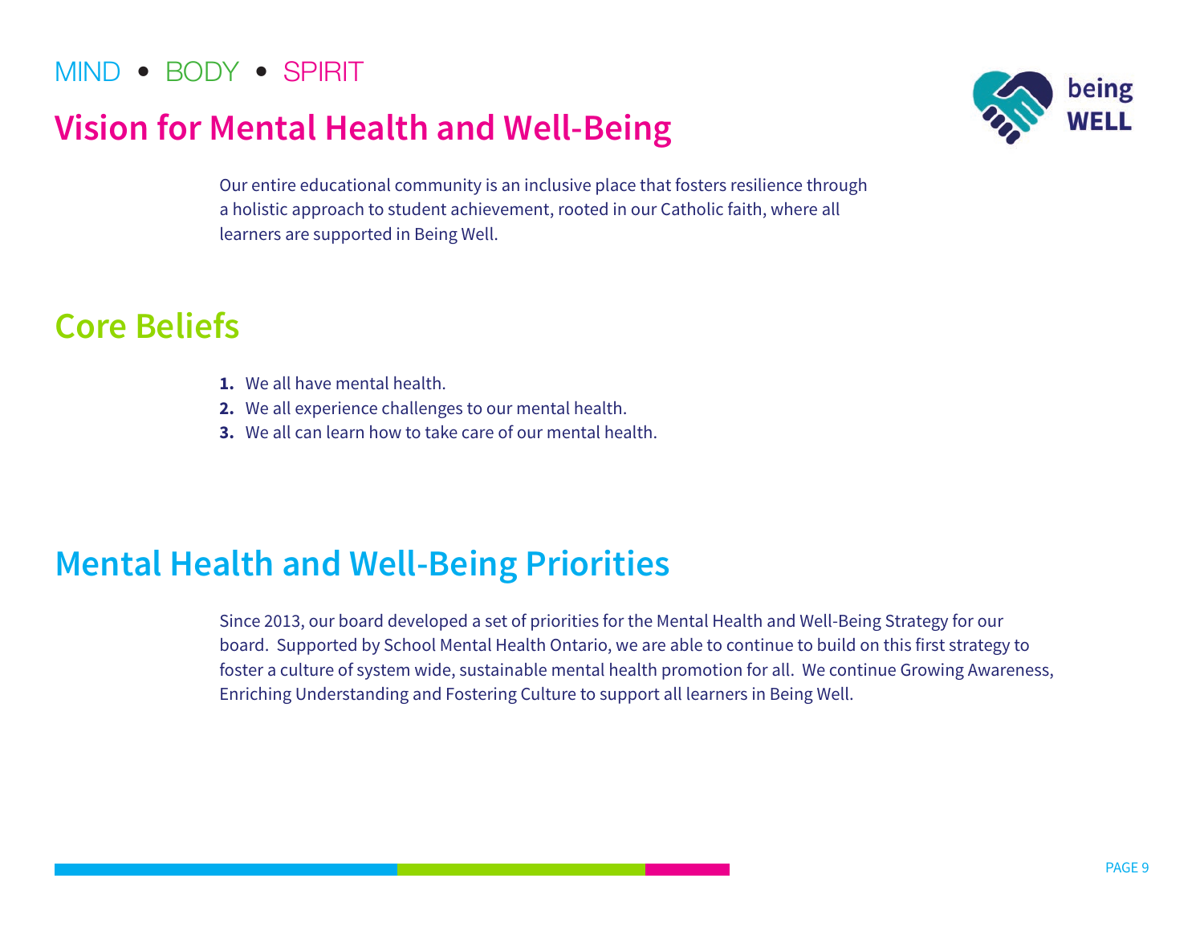MIND • BODY • SPIRIT

## Vision for Mental Health and Well-Being

Our entire educational community is an inclusive place that fosters resilience through a holistic approach to student achievement, rooted in our Catholic faith, where all learners are supported in Being Well.

## Core Beliefs

1. We all have mental health.
2. We all experience challenges to our mental health.
3. We all can learn how to take care of our mental health.

## Mental Health and Well-Being Priorities

Since 2013, our board developed a set of priorities for the Mental Health and Well-Being Strategy for our board. Supported by School Mental Health Ontario, we are able to continue to build on this first strategy to foster a culture of system wide, sustainable mental health promotion for all. We continue Growing Awareness, Enriching Understanding and Fostering Culture to support all learners in Being Well.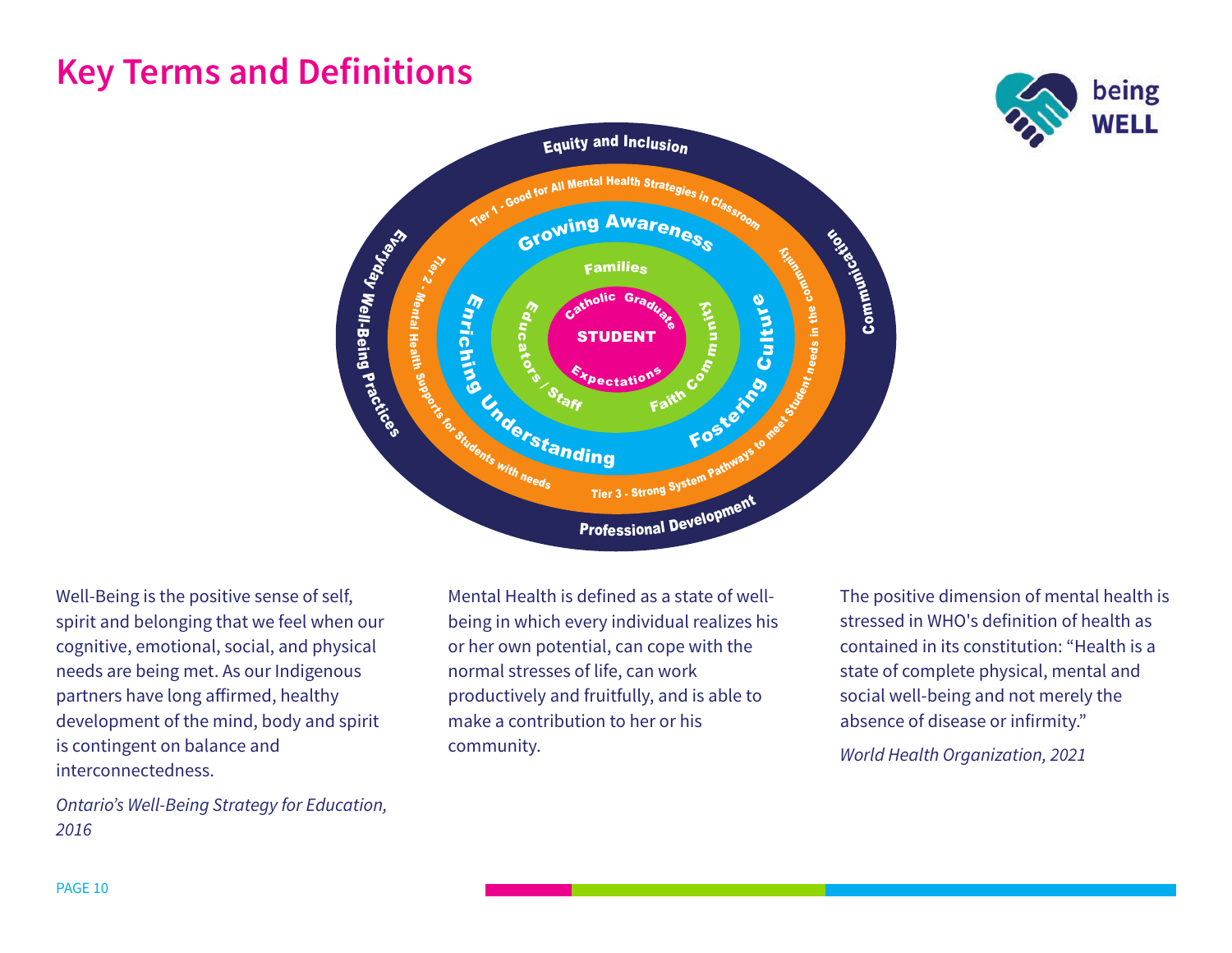# Key Terms and Definitions

Well-Being is the positive sense of self, spirit and belonging that we feel when our cognitive, emotional, social, and physical needs are being met. As our Indigenous partners have long affirmed, healthy development of the mind, body and spirit is contingent on balance and interconnectedness.

*Ontario's Well-Being Strategy for Education, 2016*

Mental Health is defined as a state of well-being in which every individual realizes his or her own potential, can cope with the normal stresses of life, can work productively and fruitfully, and is able to make a contribution to her or his community.

The positive dimension of mental health is stressed in WHO's definition of health as contained in its constitution: "Health is a state of complete physical, mental and social well-being and not merely the absence of disease or infirmity."

*World Health Organization, 2021*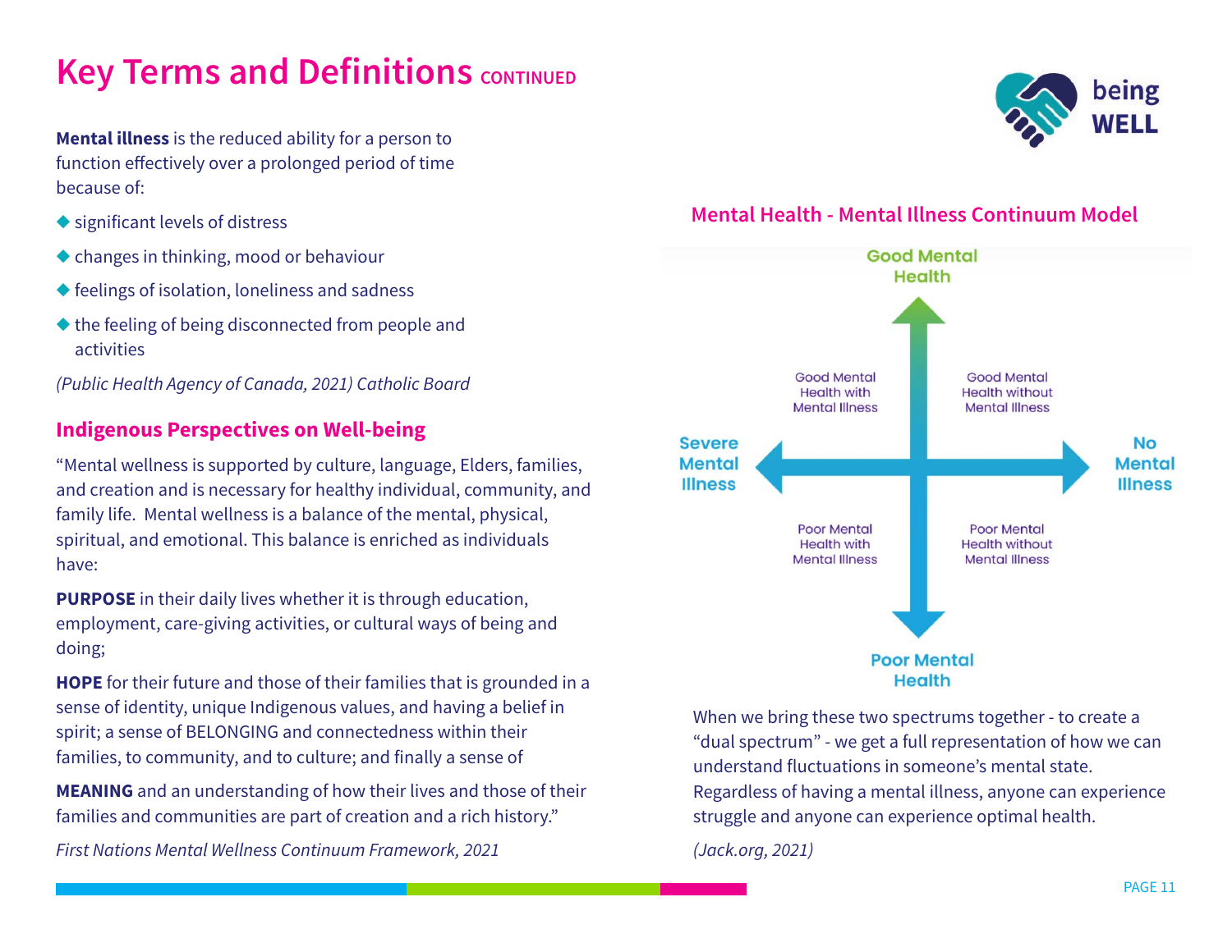# Key Terms and Definitions CONTINUED

**Mental illness** is the reduced ability for a person to function effectively over a prolonged period of time because of:

- significant levels of distress
- changes in thinking, mood or behaviour
- feelings of isolation, loneliness and sadness
- the feeling of being disconnected from people and activities

*(Public Health Agency of Canada, 2021) Catholic Board*

## Indigenous Perspectives on Well-being

"Mental wellness is supported by culture, language, Elders, families, and creation and is necessary for healthy individual, community, and family life. Mental wellness is a balance of the mental, physical, spiritual, and emotional. This balance is enriched as individuals have:

**PURPOSE** in their daily lives whether it is through education, employment, care-giving activities, or cultural ways of being and doing;

**HOPE** for their future and those of their families that is grounded in a sense of identity, unique Indigenous values, and having a belief in spirit; a sense of BELONGING and connectedness within their families, to community, and to culture; and finally a sense of

**MEANING** and an understanding of how their lives and those of their families and communities are part of creation and a rich history."

*First Nations Mental Wellness Continuum Framework, 2021*

## Mental Health - Mental Illness Continuum Model

Good Mental Health

| | |
|---|---|
| Good Mental Health with Mental Illness | Good Mental Health without Mental Illness |
| Poor Mental Health with Mental Illness | Poor Mental Health without Mental Illness |

Severe Mental Illness ← → No Mental Illness

Poor Mental Health

When we bring these two spectrums together - to create a "dual spectrum" - we get a full representation of how we can understand fluctuations in someone's mental state. Regardless of having a mental illness, anyone can experience struggle and anyone can experience optimal health.

*(Jack.org, 2021)*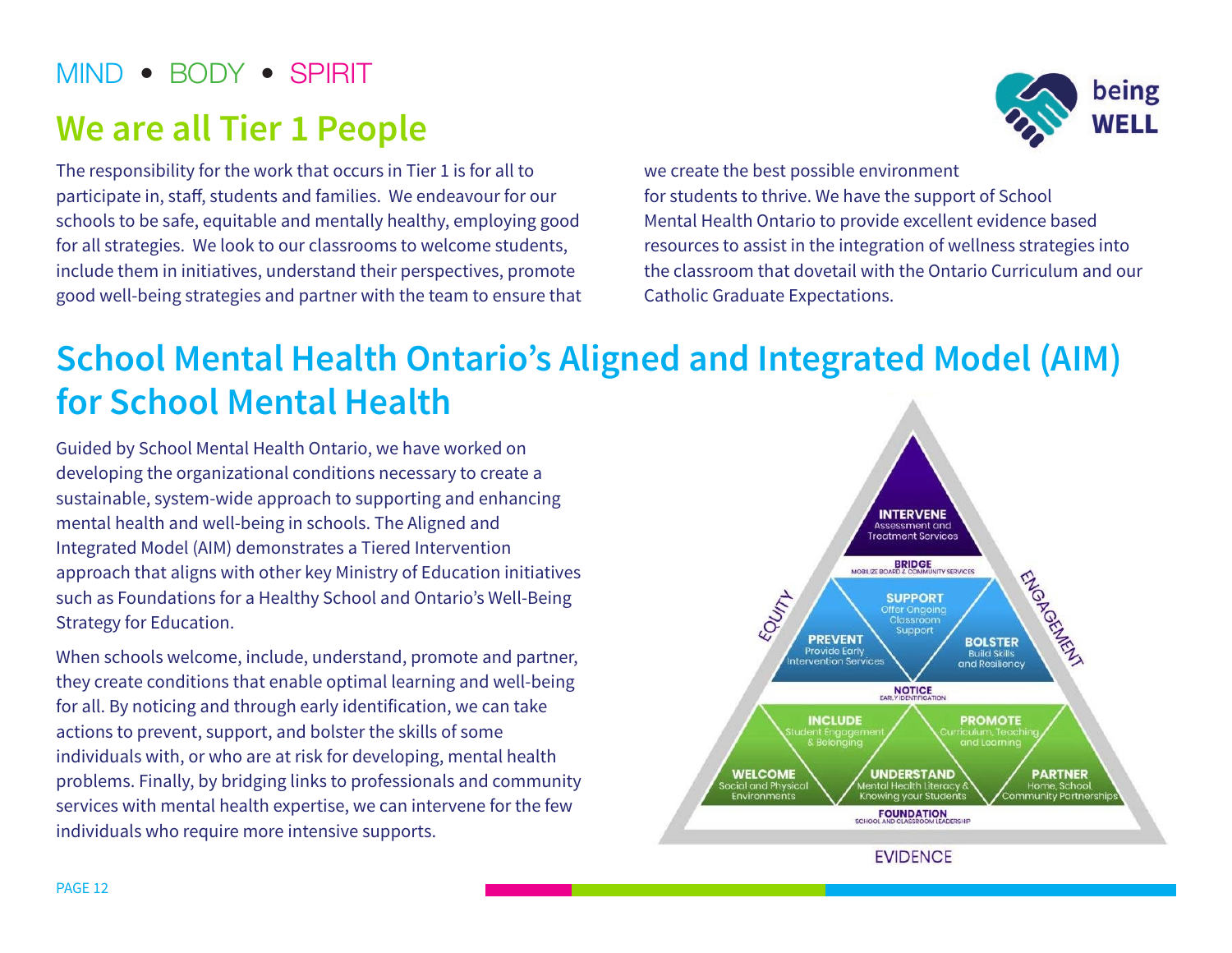MIND • BODY • SPIRIT

## We are all Tier 1 People

The responsibility for the work that occurs in Tier 1 is for all to participate in, staff, students and families. We endeavour for our schools to be safe, equitable and mentally healthy, employing good for all strategies. We look to our classrooms to welcome students, include them in initiatives, understand their perspectives, promote good well-being strategies and partner with the team to ensure that we create the best possible environment for students to thrive. We have the support of School Mental Health Ontario to provide excellent evidence based resources to assist in the integration of wellness strategies into the classroom that dovetail with the Ontario Curriculum and our Catholic Graduate Expectations.

## School Mental Health Ontario's Aligned and Integrated Model (AIM) for School Mental Health

Guided by School Mental Health Ontario, we have worked on developing the organizational conditions necessary to create a sustainable, system-wide approach to supporting and enhancing mental health and well-being in schools. The Aligned and Integrated Model (AIM) demonstrates a Tiered Intervention approach that aligns with other key Ministry of Education initiatives such as Foundations for a Healthy School and Ontario's Well-Being Strategy for Education.

When schools welcome, include, understand, promote and partner, they create conditions that enable optimal learning and well-being for all. By noticing and through early identification, we can take actions to prevent, support, and bolster the skills of some individuals with, or who are at risk for developing, mental health problems. Finally, by bridging links to professionals and community services with mental health expertise, we can intervene for the few individuals who require more intensive supports.

**INTERVENE** – Assessment and Treatment Services

**BRIDGE** – Mobilize Board & Community Services

**SUPPORT** – Offer Ongoing Classroom Support

**PREVENT** – Provide Early Intervention Services

**BOLSTER** – Build Skills and Resiliency

**NOTICE** – Early Identification

**INCLUDE** – Student Engagement & Belonging

**PROMOTE** – Curriculum, Teaching and Learning

**WELCOME** – Social and Physical Environments

**UNDERSTAND** – Mental Health Literacy & Knowing your Students

**PARTNER** – Home, School, Community Partnerships

**FOUNDATION** – School and Classroom Leadership

EQUITY

ENGAGEMENT

EVIDENCE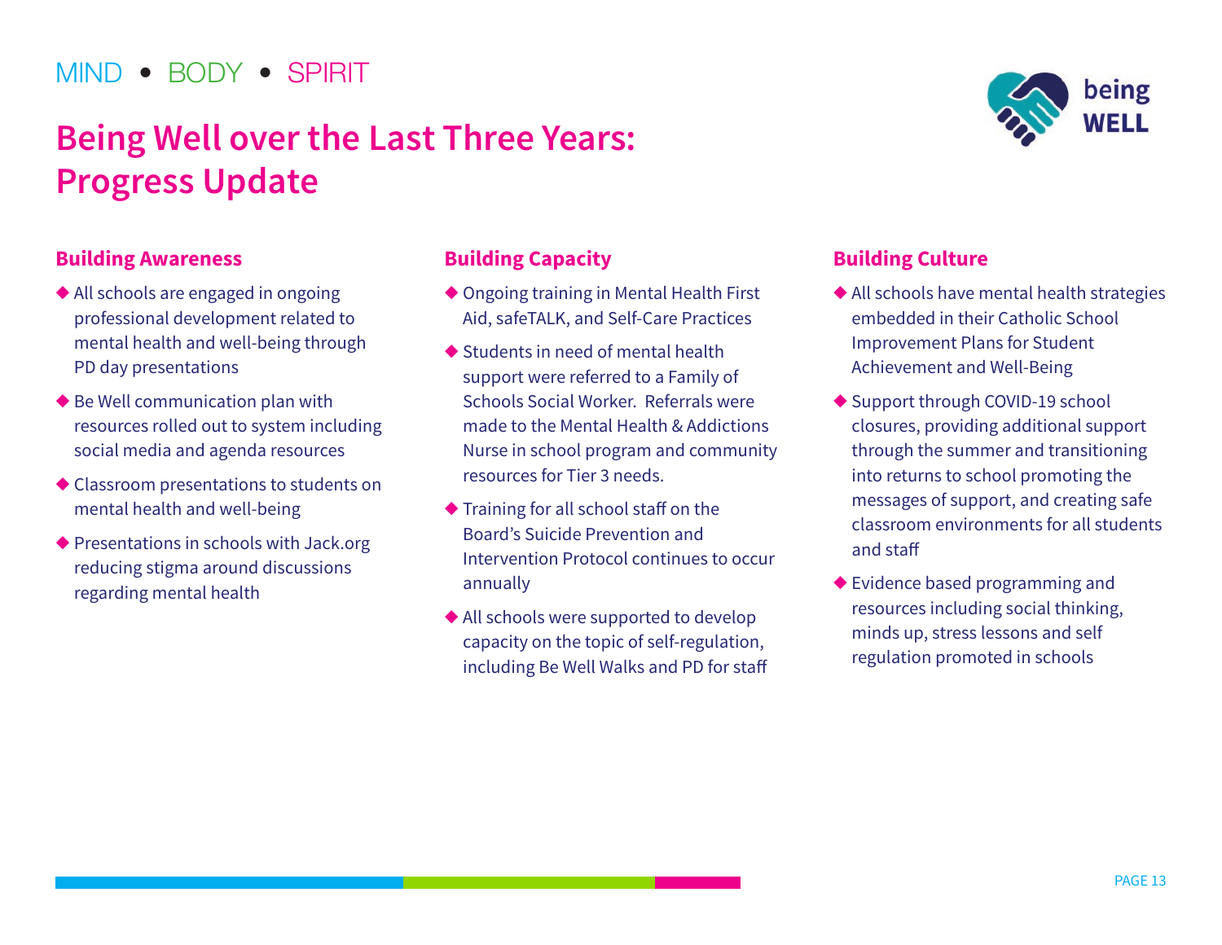MIND • BODY • SPIRIT

# Being Well over the Last Three Years: Progress Update

### Building Awareness

- All schools are engaged in ongoing professional development related to mental health and well-being through PD day presentations
- Be Well communication plan with resources rolled out to system including social media and agenda resources
- Classroom presentations to students on mental health and well-being
- Presentations in schools with Jack.org reducing stigma around discussions regarding mental health

### Building Capacity

- Ongoing training in Mental Health First Aid, safeTALK, and Self-Care Practices
- Students in need of mental health support were referred to a Family of Schools Social Worker. Referrals were made to the Mental Health & Addictions Nurse in school program and community resources for Tier 3 needs.
- Training for all school staff on the Board's Suicide Prevention and Intervention Protocol continues to occur annually
- All schools were supported to develop capacity on the topic of self-regulation, including Be Well Walks and PD for staff

### Building Culture

- All schools have mental health strategies embedded in their Catholic School Improvement Plans for Student Achievement and Well-Being
- Support through COVID-19 school closures, providing additional support through the summer and transitioning into returns to school promoting the messages of support, and creating safe classroom environments for all students and staff
- Evidence based programming and resources including social thinking, minds up, stress lessons and self regulation promoted in schools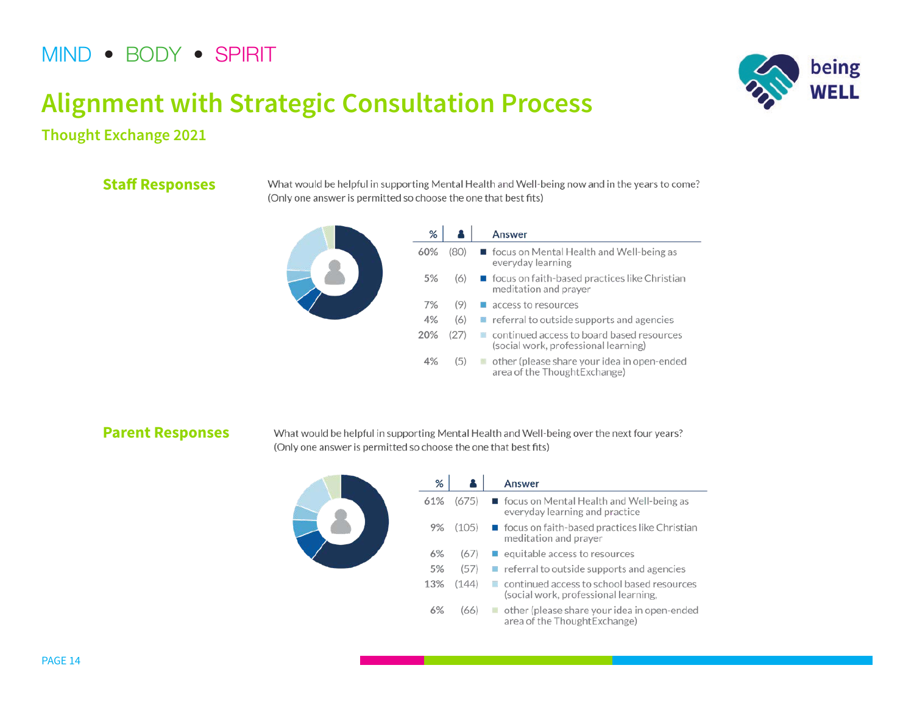MIND • BODY • SPIRIT

# Alignment with Strategic Consultation Process

### Thought Exchange 2021

## Staff Responses

What would be helpful in supporting Mental Health and Well-being now and in the years to come? (Only one answer is permitted so choose the one that best fits)

| % | 👤 | Answer |
|---|---|---|
| 60% | (80) | focus on Mental Health and Well-being as everyday learning |
| 5% | (6) | focus on faith-based practices like Christian meditation and prayer |
| 7% | (9) | access to resources |
| 4% | (6) | referral to outside supports and agencies |
| 20% | (27) | continued access to board based resources (social work, professional learning) |
| 4% | (5) | other (please share your idea in open-ended area of the ThoughtExchange) |

## Parent Responses

What would be helpful in supporting Mental Health and Well-being over the next four years? (Only one answer is permitted so choose the one that best fits)

| % | 👤 | Answer |
|---|---|---|
| 61% | (675) | focus on Mental Health and Well-being as everyday learning and practice |
| 9% | (105) | focus on faith-based practices like Christian meditation and prayer |
| 6% | (67) | equitable access to resources |
| 5% | (57) | referral to outside supports and agencies |
| 13% | (144) | continued access to school based resources (social work, professional learning, |
| 6% | (66) | other (please share your idea in open-ended area of the ThoughtExchange) |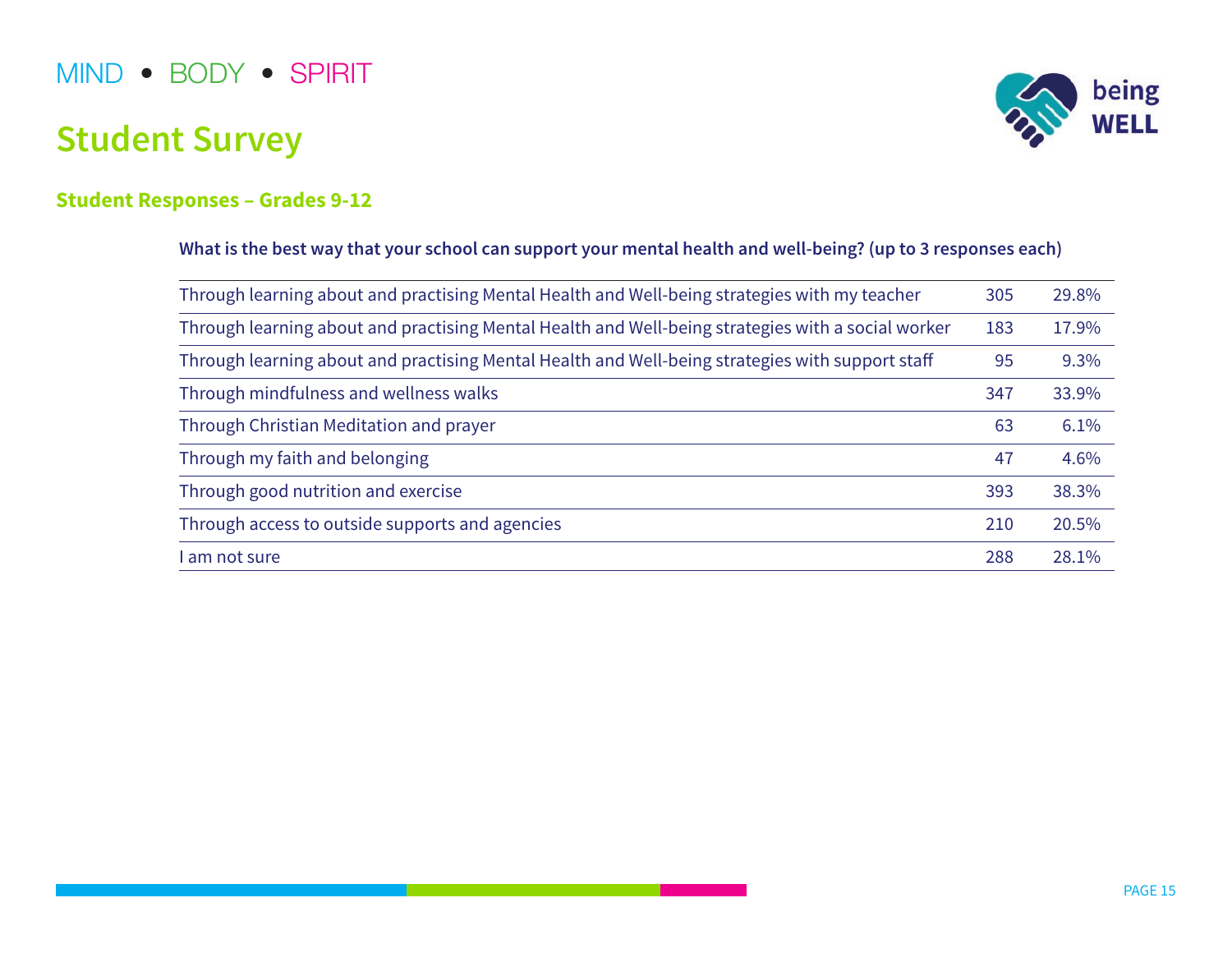MIND • BODY • SPIRIT

# Student Survey

### Student Responses – Grades 9-12

**What is the best way that your school can support your mental health and well-being? (up to 3 responses each)**

| | | |
|---|---|---|
| Through learning about and practising Mental Health and Well-being strategies with my teacher | 305 | 29.8% |
| Through learning about and practising Mental Health and Well-being strategies with a social worker | 183 | 17.9% |
| Through learning about and practising Mental Health and Well-being strategies with support staff | 95 | 9.3% |
| Through mindfulness and wellness walks | 347 | 33.9% |
| Through Christian Meditation and prayer | 63 | 6.1% |
| Through my faith and belonging | 47 | 4.6% |
| Through good nutrition and exercise | 393 | 38.3% |
| Through access to outside supports and agencies | 210 | 20.5% |
| I am not sure | 288 | 28.1% |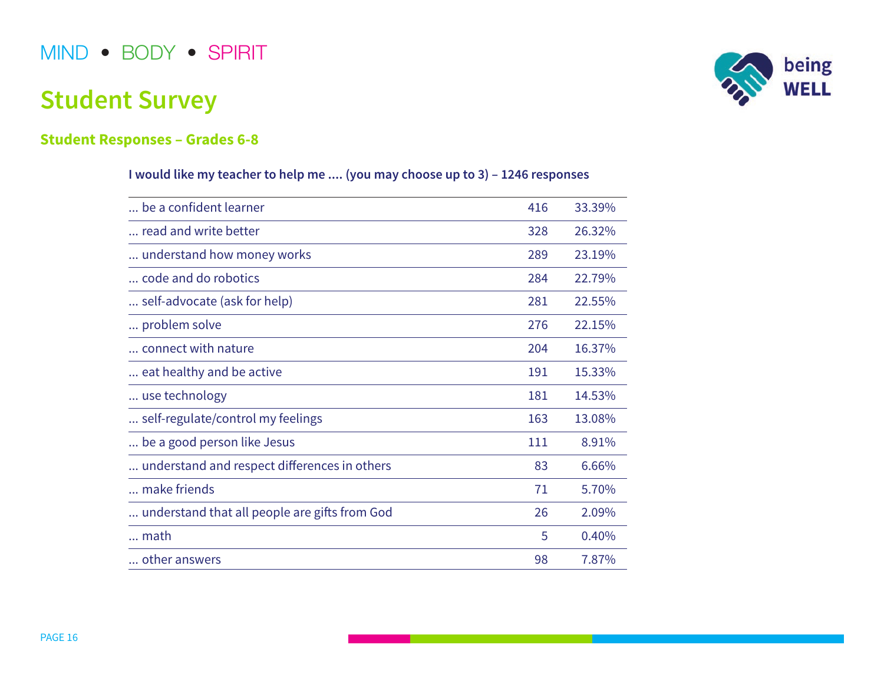MIND • BODY • SPIRIT

# Student Survey

being WELL

## Student Responses – Grades 6-8

**I would like my teacher to help me .... (you may choose up to 3) – 1246 responses**

| | | |
|---|---|---|
| ... be a confident learner | 416 | 33.39% |
| ... read and write better | 328 | 26.32% |
| ... understand how money works | 289 | 23.19% |
| ... code and do robotics | 284 | 22.79% |
| ... self-advocate (ask for help) | 281 | 22.55% |
| ... problem solve | 276 | 22.15% |
| ... connect with nature | 204 | 16.37% |
| ... eat healthy and be active | 191 | 15.33% |
| ... use technology | 181 | 14.53% |
| ... self-regulate/control my feelings | 163 | 13.08% |
| ... be a good person like Jesus | 111 | 8.91% |
| ... understand and respect differences in others | 83 | 6.66% |
| ... make friends | 71 | 5.70% |
| ... understand that all people are gifts from God | 26 | 2.09% |
| ... math | 5 | 0.40% |
| ... other answers | 98 | 7.87% |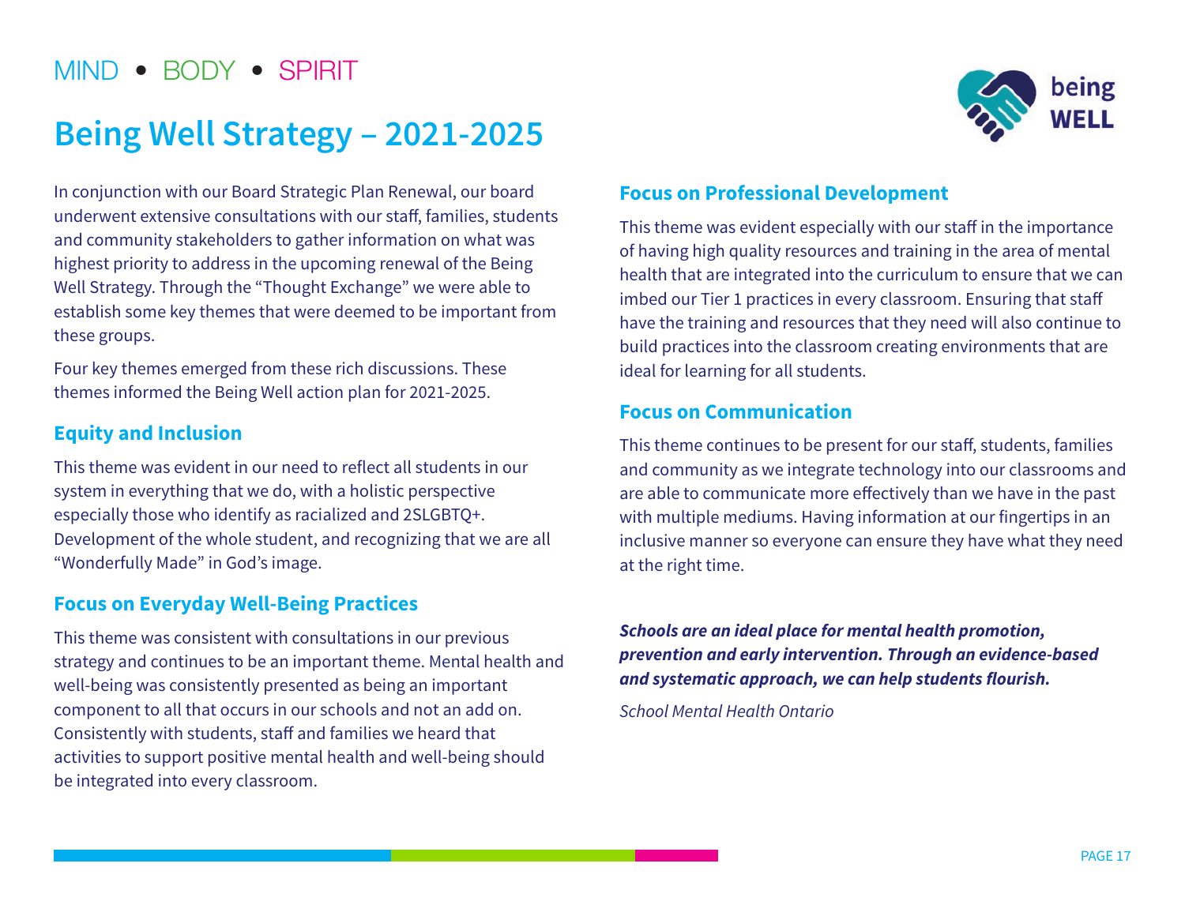MIND • BODY • SPIRIT

# Being Well Strategy – 2021-2025

In conjunction with our Board Strategic Plan Renewal, our board underwent extensive consultations with our staff, families, students and community stakeholders to gather information on what was highest priority to address in the upcoming renewal of the Being Well Strategy. Through the "Thought Exchange" we were able to establish some key themes that were deemed to be important from these groups.

Four key themes emerged from these rich discussions. These themes informed the Being Well action plan for 2021-2025.

## Equity and Inclusion

This theme was evident in our need to reflect all students in our system in everything that we do, with a holistic perspective especially those who identify as racialized and 2SLGBTQ+. Development of the whole student, and recognizing that we are all "Wonderfully Made" in God's image.

## Focus on Everyday Well-Being Practices

This theme was consistent with consultations in our previous strategy and continues to be an important theme. Mental health and well-being was consistently presented as being an important component to all that occurs in our schools and not an add on. Consistently with students, staff and families we heard that activities to support positive mental health and well-being should be integrated into every classroom.

## Focus on Professional Development

This theme was evident especially with our staff in the importance of having high quality resources and training in the area of mental health that are integrated into the curriculum to ensure that we can imbed our Tier 1 practices in every classroom. Ensuring that staff have the training and resources that they need will also continue to build practices into the classroom creating environments that are ideal for learning for all students.

## Focus on Communication

This theme continues to be present for our staff, students, families and community as we integrate technology into our classrooms and are able to communicate more effectively than we have in the past with multiple mediums. Having information at our fingertips in an inclusive manner so everyone can ensure they have what they need at the right time.

***Schools are an ideal place for mental health promotion, prevention and early intervention. Through an evidence-based and systematic approach, we can help students flourish.***

*School Mental Health Ontario*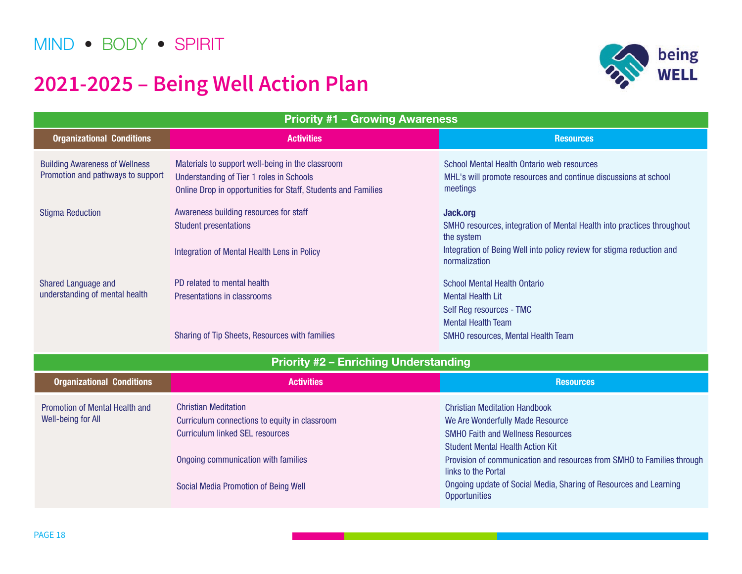MIND • BODY • SPIRIT

# 2021-2025 – Being Well Action Plan

| Priority #1 – Growing Awareness | | |
|---|---|---|
| **Organizational Conditions** | **Activities** | **Resources** |
| Building Awareness of Wellness Promotion and pathways to support | Materials to support well-being in the classroom<br>Understanding of Tier 1 roles in Schools<br>Online Drop in opportunities for Staff, Students and Families | School Mental Health Ontario web resources<br>MHL's will promote resources and continue discussions at school meetings |
| Stigma Reduction | Awareness building resources for staff<br>Student presentations<br><br>Integration of Mental Health Lens in Policy | **Jack.org**<br>SMHO resources, integration of Mental Health into practices throughout the system<br>Integration of Being Well into policy review for stigma reduction and normalization |
| Shared Language and understanding of mental health | PD related to mental health<br>Presentations in classrooms<br><br>Sharing of Tip Sheets, Resources with families | School Mental Health Ontario<br>Mental Health Lit<br>Self Reg resources - TMC<br>Mental Health Team<br>SMHO resources, Mental Health Team |

| Priority #2 – Enriching Understanding | | |
|---|---|---|
| **Organizational Conditions** | **Activities** | **Resources** |
| Promotion of Mental Health and Well-being for All | Christian Meditation<br>Curriculum connections to equity in classroom<br>Curriculum linked SEL resources<br><br>Ongoing communication with families<br><br>Social Media Promotion of Being Well | Christian Meditation Handbook<br>We Are Wonderfully Made Resource<br>SMHO Faith and Wellness Resources<br>Student Mental Health Action Kit<br>Provision of communication and resources from SMHO to Families through links to the Portal<br>Ongoing update of Social Media, Sharing of Resources and Learning Opportunities |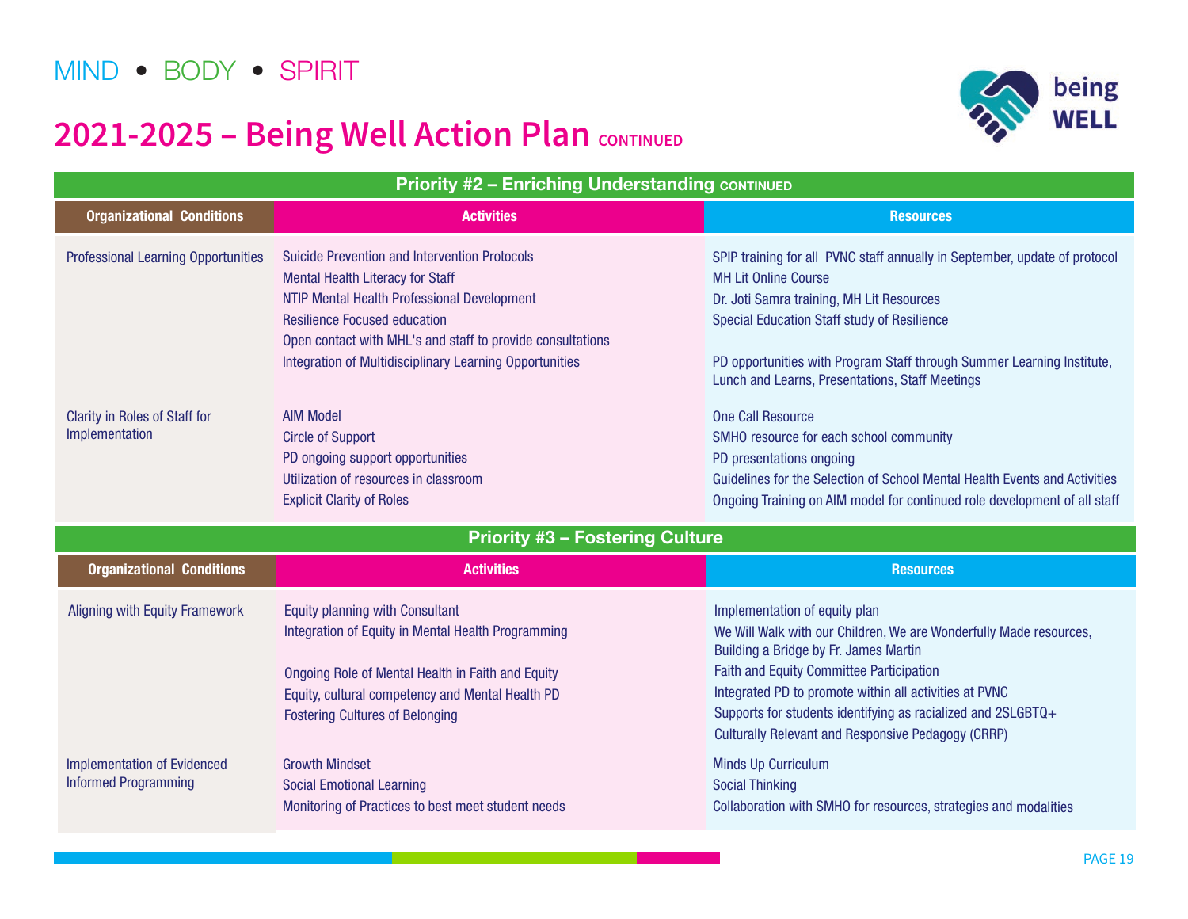MIND • BODY • SPIRIT

# 2021-2025 – Being Well Action Plan CONTINUED

## Priority #2 – Enriching Understanding CONTINUED

| Organizational Conditions | Activities | Resources |
|---|---|---|
| Professional Learning Opportunities | Suicide Prevention and Intervention Protocols<br>Mental Health Literacy for Staff<br>NTIP Mental Health Professional Development<br>Resilience Focused education<br>Open contact with MHL's and staff to provide consultations<br>Integration of Multidisciplinary Learning Opportunities | SPIP training for all PVNC staff annually in September, update of protocol<br>MH Lit Online Course<br>Dr. Joti Samra training, MH Lit Resources<br>Special Education Staff study of Resilience<br><br>PD opportunities with Program Staff through Summer Learning Institute, Lunch and Learns, Presentations, Staff Meetings |
| Clarity in Roles of Staff for Implementation | AIM Model<br>Circle of Support<br>PD ongoing support opportunities<br>Utilization of resources in classroom<br>Explicit Clarity of Roles | One Call Resource<br>SMHO resource for each school community<br>PD presentations ongoing<br>Guidelines for the Selection of School Mental Health Events and Activities<br>Ongoing Training on AIM model for continued role development of all staff |

## Priority #3 – Fostering Culture

| Organizational Conditions | Activities | Resources |
|---|---|---|
| Aligning with Equity Framework | Equity planning with Consultant<br>Integration of Equity in Mental Health Programming<br><br>Ongoing Role of Mental Health in Faith and Equity<br>Equity, cultural competency and Mental Health PD<br>Fostering Cultures of Belonging | Implementation of equity plan<br>We Will Walk with our Children, We are Wonderfully Made resources, Building a Bridge by Fr. James Martin<br>Faith and Equity Committee Participation<br>Integrated PD to promote within all activities at PVNC<br>Supports for students identifying as racialized and 2SLGBTQ+<br>Culturally Relevant and Responsive Pedagogy (CRRP) |
| Implementation of Evidenced Informed Programming | Growth Mindset<br>Social Emotional Learning<br>Monitoring of Practices to best meet student needs | Minds Up Curriculum<br>Social Thinking<br>Collaboration with SMHO for resources, strategies and modalities |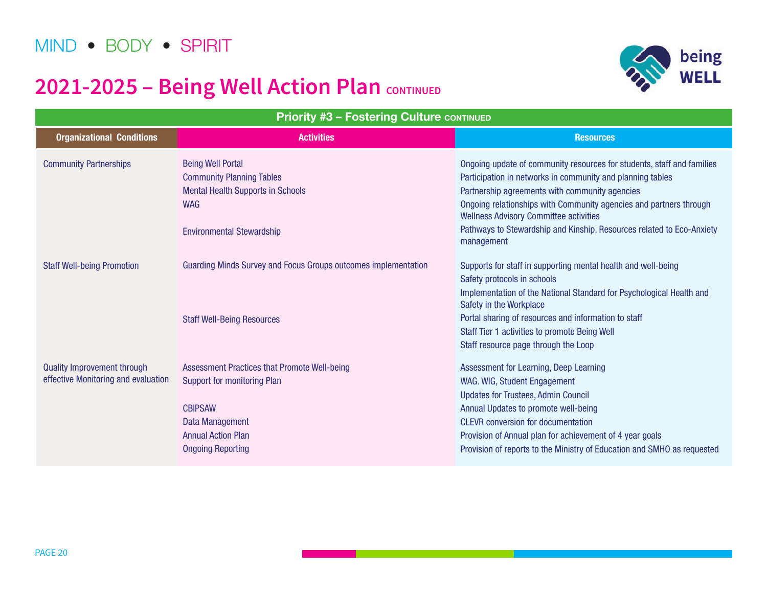MIND • BODY • SPIRIT

# 2021-2025 – Being Well Action Plan CONTINUED

| Priority #3 – Fostering Culture CONTINUED | | |
|---|---|---|
| **Organizational Conditions** | **Activities** | **Resources** |
| Community Partnerships | Being Well Portal | Ongoing update of community resources for students, staff and families |
| | Community Planning Tables | Participation in networks in community and planning tables |
| | Mental Health Supports in Schools | Partnership agreements with community agencies |
| | WAG | Ongoing relationships with Community agencies and partners through Wellness Advisory Committee activities |
| | Environmental Stewardship | Pathways to Stewardship and Kinship, Resources related to Eco-Anxiety management |
| Staff Well-being Promotion | Guarding Minds Survey and Focus Groups outcomes implementation | Supports for staff in supporting mental health and well-being |
| | | Safety protocols in schools |
| | | Implementation of the National Standard for Psychological Health and Safety in the Workplace |
| | Staff Well-Being Resources | Portal sharing of resources and information to staff |
| | | Staff Tier 1 activities to promote Being Well |
| | | Staff resource page through the Loop |
| Quality Improvement through effective Monitoring and evaluation | Assessment Practices that Promote Well-being | Assessment for Learning, Deep Learning |
| | Support for monitoring Plan | WAG. WIG, Student Engagement |
| | | Updates for Trustees, Admin Council |
| | CBIPSAW | Annual Updates to promote well-being |
| | Data Management | CLEVR conversion for documentation |
| | Annual Action Plan | Provision of Annual plan for achievement of 4 year goals |
| | Ongoing Reporting | Provision of reports to the Ministry of Education and SMHO as requested |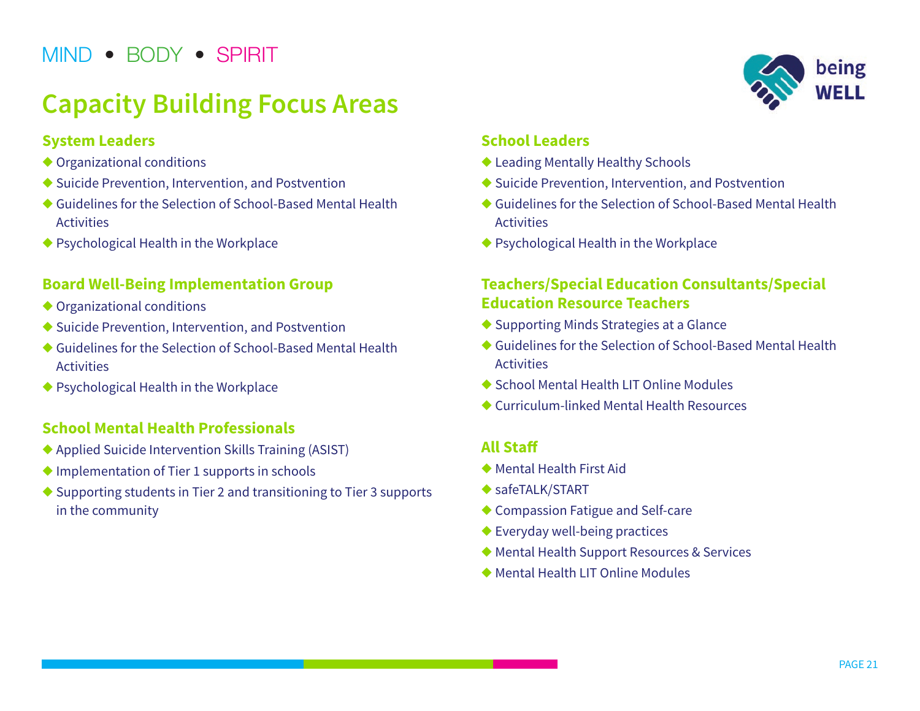MIND • BODY • SPIRIT

# Capacity Building Focus Areas

### System Leaders

- Organizational conditions
- Suicide Prevention, Intervention, and Postvention
- Guidelines for the Selection of School-Based Mental Health Activities
- Psychological Health in the Workplace

### Board Well-Being Implementation Group

- Organizational conditions
- Suicide Prevention, Intervention, and Postvention
- Guidelines for the Selection of School-Based Mental Health Activities
- Psychological Health in the Workplace

### School Mental Health Professionals

- Applied Suicide Intervention Skills Training (ASIST)
- Implementation of Tier 1 supports in schools
- Supporting students in Tier 2 and transitioning to Tier 3 supports in the community

### School Leaders

- Leading Mentally Healthy Schools
- Suicide Prevention, Intervention, and Postvention
- Guidelines for the Selection of School-Based Mental Health Activities
- Psychological Health in the Workplace

### Teachers/Special Education Consultants/Special Education Resource Teachers

- Supporting Minds Strategies at a Glance
- Guidelines for the Selection of School-Based Mental Health Activities
- School Mental Health LIT Online Modules
- Curriculum-linked Mental Health Resources

### All Staff

- Mental Health First Aid
- safeTALK/START
- Compassion Fatigue and Self-care
- Everyday well-being practices
- Mental Health Support Resources & Services
- Mental Health LIT Online Modules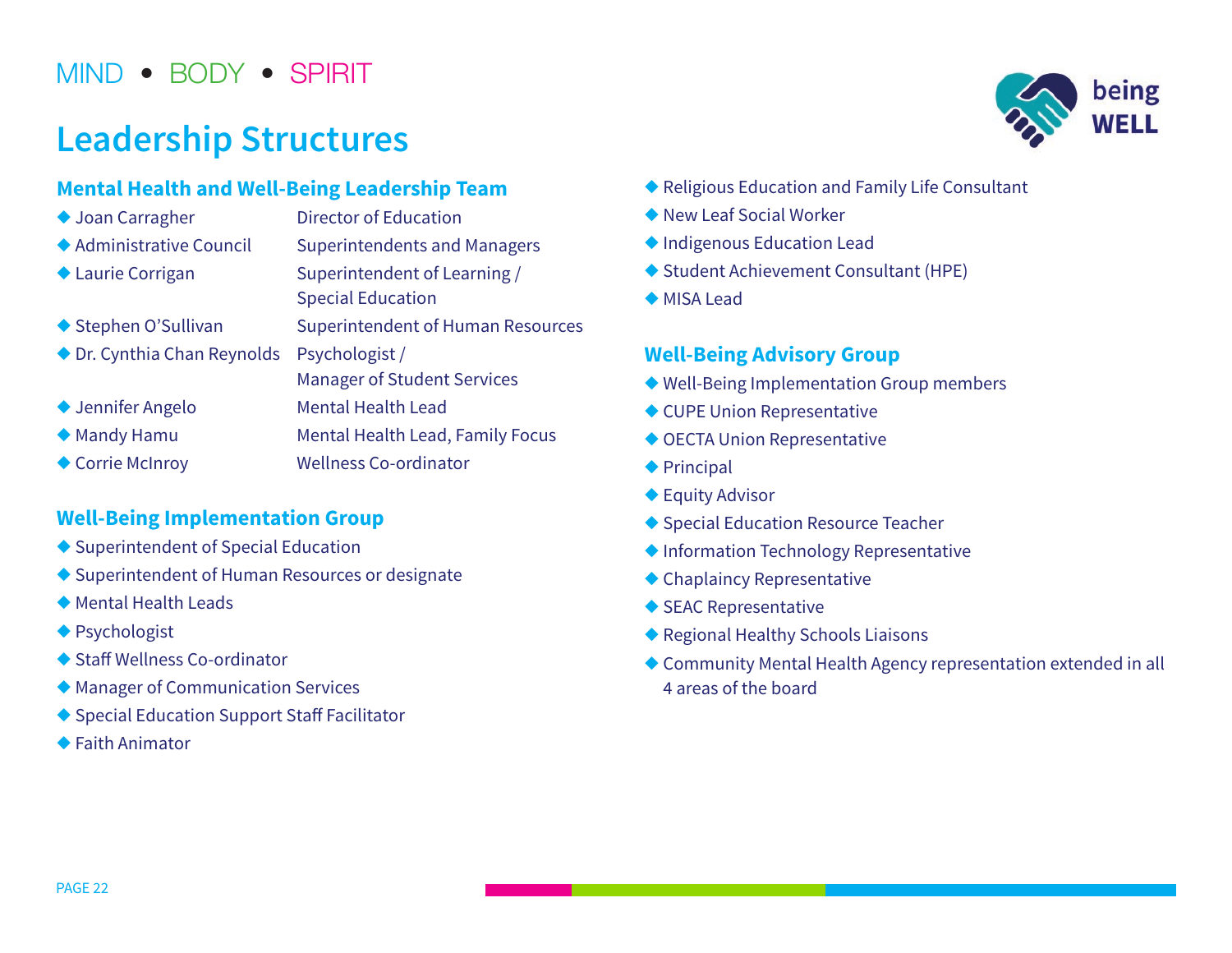MIND • BODY • SPIRIT

# Leadership Structures

## Mental Health and Well-Being Leadership Team

| | |
|---|---|
| ◆ Joan Carragher | Director of Education |
| ◆ Administrative Council | Superintendents and Managers |
| ◆ Laurie Corrigan | Superintendent of Learning / Special Education |
| ◆ Stephen O'Sullivan | Superintendent of Human Resources |
| ◆ Dr. Cynthia Chan Reynolds | Psychologist / Manager of Student Services |
| ◆ Jennifer Angelo | Mental Health Lead |
| ◆ Mandy Hamu | Mental Health Lead, Family Focus |
| ◆ Corrie McInroy | Wellness Co-ordinator |

## Well-Being Implementation Group

- Superintendent of Special Education
- Superintendent of Human Resources or designate
- Mental Health Leads
- Psychologist
- Staff Wellness Co-ordinator
- Manager of Communication Services
- Special Education Support Staff Facilitator
- Faith Animator
- Religious Education and Family Life Consultant
- New Leaf Social Worker
- Indigenous Education Lead
- Student Achievement Consultant (HPE)
- MISA Lead

## Well-Being Advisory Group

- Well-Being Implementation Group members
- CUPE Union Representative
- OECTA Union Representative
- Principal
- Equity Advisor
- Special Education Resource Teacher
- Information Technology Representative
- Chaplaincy Representative
- SEAC Representative
- Regional Healthy Schools Liaisons
- Community Mental Health Agency representation extended in all 4 areas of the board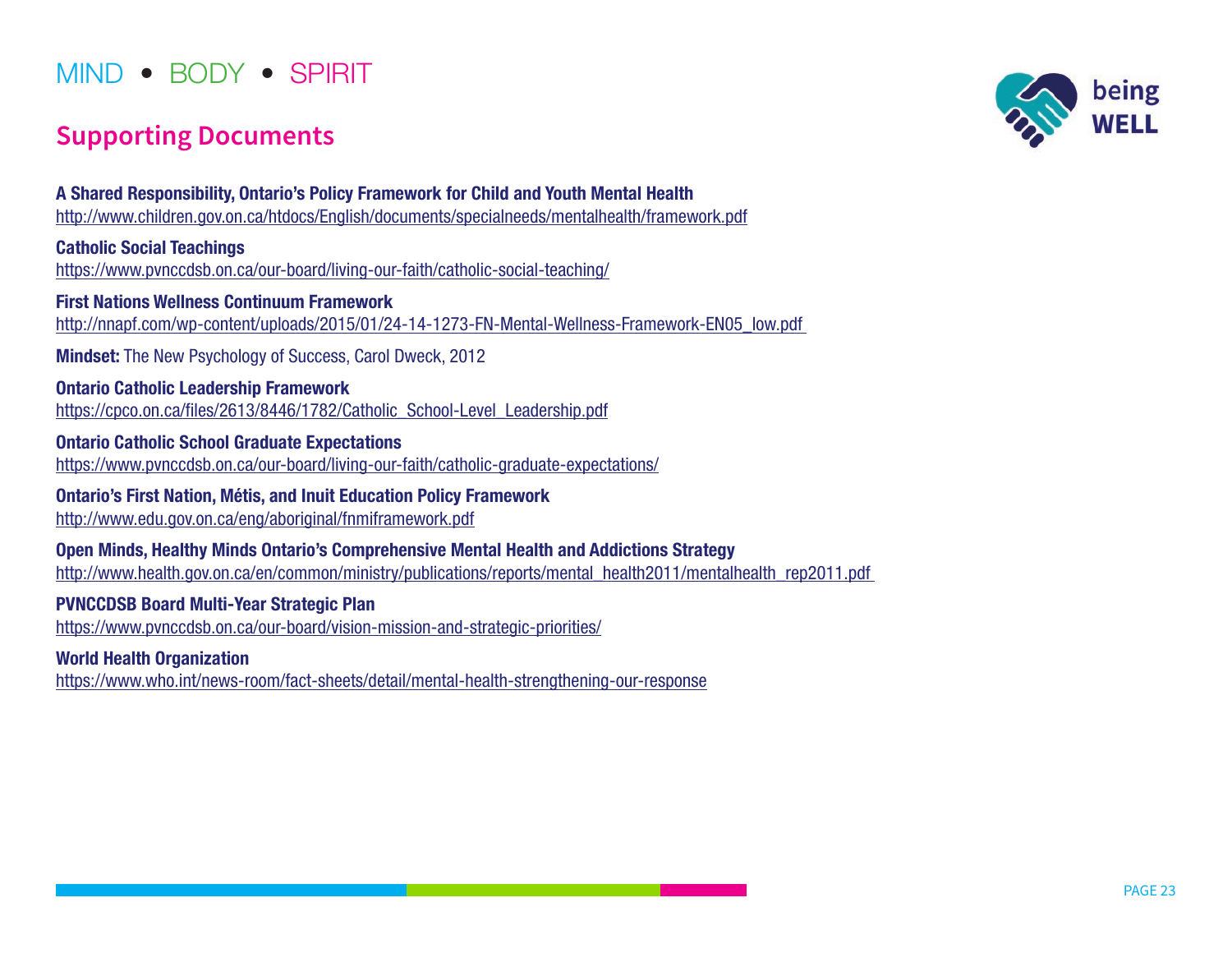MIND • BODY • SPIRIT

## Supporting Documents

**A Shared Responsibility, Ontario's Policy Framework for Child and Youth Mental Health**
http://www.children.gov.on.ca/htdocs/English/documents/specialneeds/mentalhealth/framework.pdf

**Catholic Social Teachings**
https://www.pvnccdsb.on.ca/our-board/living-our-faith/catholic-social-teaching/

**First Nations Wellness Continuum Framework**
http://nnapf.com/wp-content/uploads/2015/01/24-14-1273-FN-Mental-Wellness-Framework-EN05_low.pdf

**Mindset:** The New Psychology of Success, Carol Dweck, 2012

**Ontario Catholic Leadership Framework**
https://cpco.on.ca/files/2613/8446/1782/Catholic_School-Level_Leadership.pdf

**Ontario Catholic School Graduate Expectations**
https://www.pvnccdsb.on.ca/our-board/living-our-faith/catholic-graduate-expectations/

**Ontario's First Nation, Métis, and Inuit Education Policy Framework**
http://www.edu.gov.on.ca/eng/aboriginal/fnmiframework.pdf

**Open Minds, Healthy Minds Ontario's Comprehensive Mental Health and Addictions Strategy**
http://www.health.gov.on.ca/en/common/ministry/publications/reports/mental_health2011/mentalhealth_rep2011.pdf

**PVNCCDSB Board Multi-Year Strategic Plan**
https://www.pvnccdsb.on.ca/our-board/vision-mission-and-strategic-priorities/

**World Health Organization**
https://www.who.int/news-room/fact-sheets/detail/mental-health-strengthening-our-response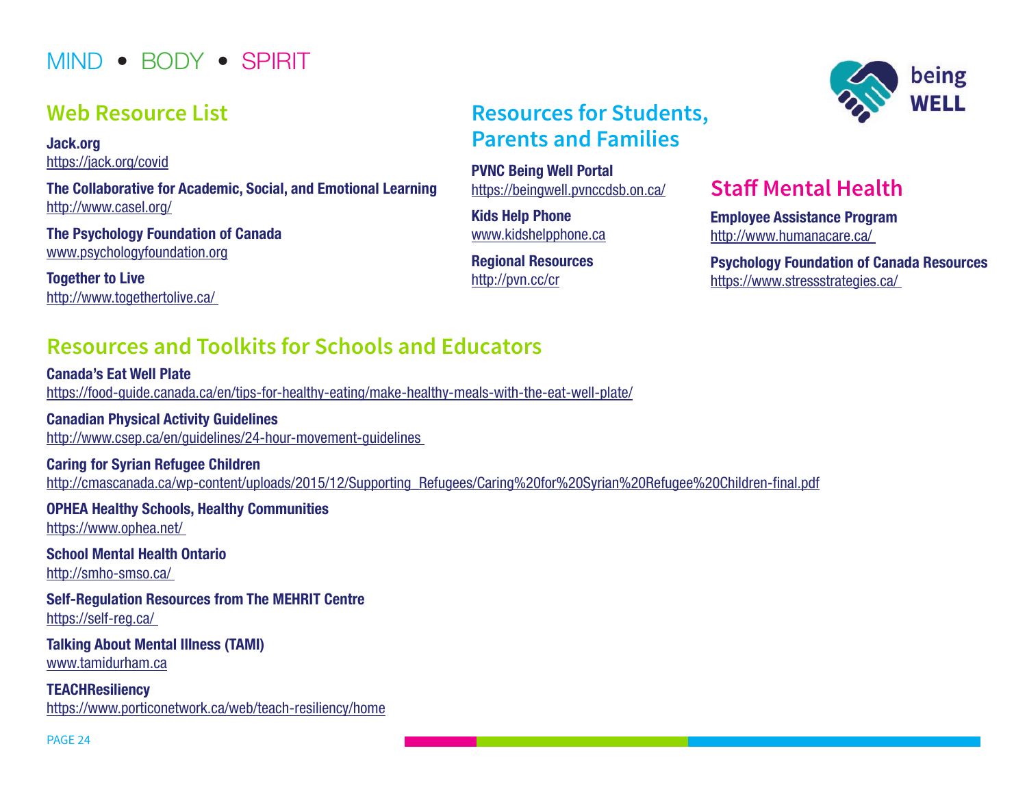MIND • BODY • SPIRIT

## Web Resource List

**Jack.org**
https://jack.org/covid

**The Collaborative for Academic, Social, and Emotional Learning**
http://www.casel.org/

**The Psychology Foundation of Canada**
www.psychologyfoundation.org

**Together to Live**
http://www.togethertolive.ca/

## Resources for Students, Parents and Families

**PVNC Being Well Portal**
https://beingwell.pvnccdsb.on.ca/

**Kids Help Phone**
www.kidshelpphone.ca

**Regional Resources**
http://pvn.cc/cr

being WELL

## Staff Mental Health

**Employee Assistance Program**
http://www.humanacare.ca/

**Psychology Foundation of Canada Resources**
https://www.stressstrategies.ca/

## Resources and Toolkits for Schools and Educators

**Canada's Eat Well Plate**
https://food-guide.canada.ca/en/tips-for-healthy-eating/make-healthy-meals-with-the-eat-well-plate/

**Canadian Physical Activity Guidelines**
http://www.csep.ca/en/guidelines/24-hour-movement-guidelines

**Caring for Syrian Refugee Children**
http://cmascanada.ca/wp-content/uploads/2015/12/Supporting_Refugees/Caring%20for%20Syrian%20Refugee%20Children-final.pdf

**OPHEA Healthy Schools, Healthy Communities**
https://www.ophea.net/

**School Mental Health Ontario**
http://smho-smso.ca/

**Self-Regulation Resources from The MEHRIT Centre**
https://self-reg.ca/

**Talking About Mental Illness (TAMI)**
www.tamidurham.ca

**TEACHResiliency**
https://www.porticonetwork.ca/web/teach-resiliency/home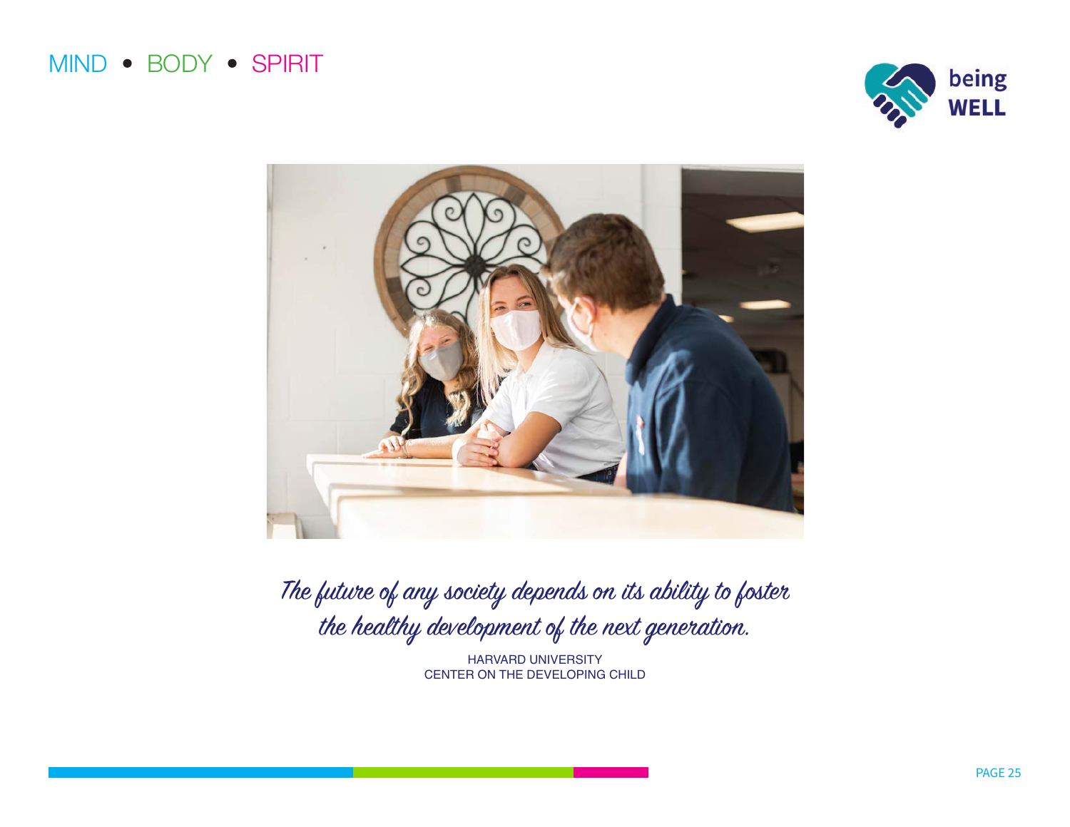*The future of any society depends on its ability to foster the healthy development of the next generation.*

HARVARD UNIVERSITY
CENTER ON THE DEVELOPING CHILD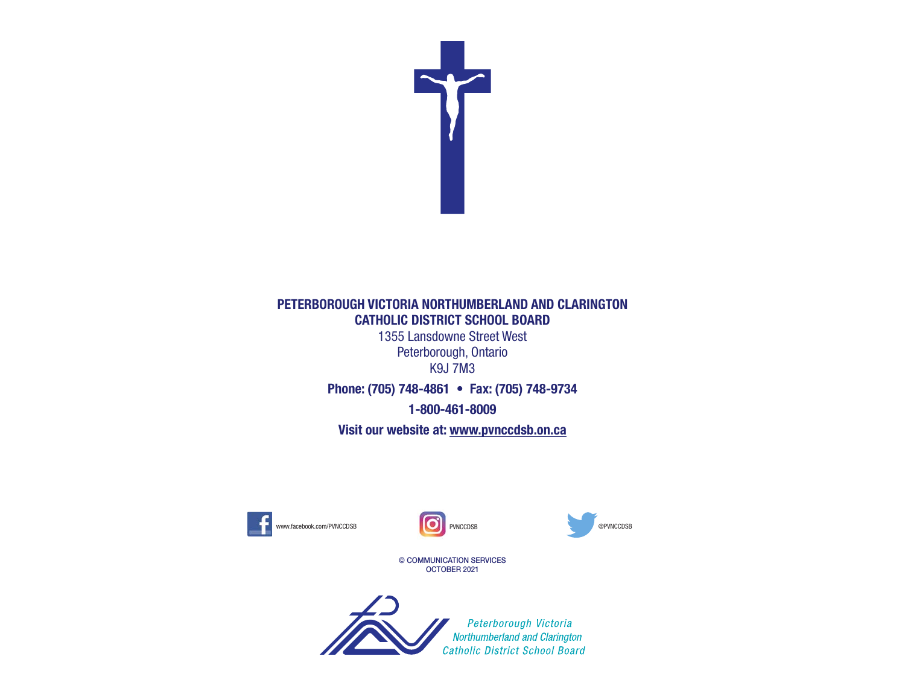**PETERBOROUGH VICTORIA NORTHUMBERLAND AND CLARINGTON CATHOLIC DISTRICT SCHOOL BOARD**

1355 Lansdowne Street West
Peterborough, Ontario
K9J 7M3

**Phone: (705) 748-4861 • Fax: (705) 748-9734**

**1-800-461-8009**

**Visit our website at: www.pvnccdsb.on.ca**

www.facebook.com/PVNCCDSB

PVNCCDSB

@PVNCCDSB

© COMMUNICATION SERVICES
OCTOBER 2021

*Peterborough Victoria Northumberland and Clarington Catholic District School Board*